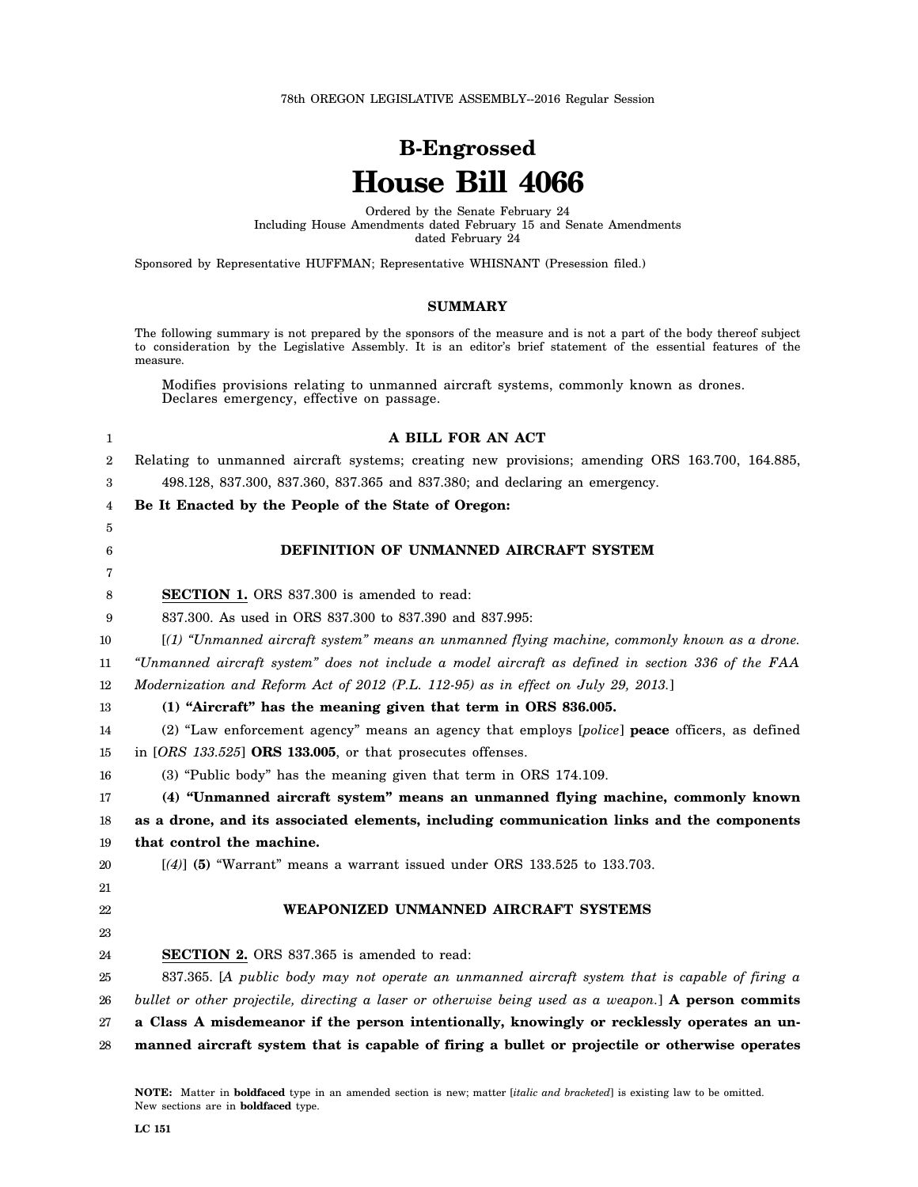78th OREGON LEGISLATIVE ASSEMBLY--2016 Regular Session

# B-Engrossed
# House Bill 4066

Ordered by the Senate February 24
Including House Amendments dated February 15 and Senate Amendments dated February 24

Sponsored by Representative HUFFMAN; Representative WHISNANT (Presession filed.)

## SUMMARY

The following summary is not prepared by the sponsors of the measure and is not a part of the body thereof subject to consideration by the Legislative Assembly. It is an editor's brief statement of the essential features of the measure.

Modifies provisions relating to unmanned aircraft systems, commonly known as drones. Declares emergency, effective on passage.

## A BILL FOR AN ACT

Relating to unmanned aircraft systems; creating new provisions; amending ORS 163.700, 164.885, 498.128, 837.300, 837.360, 837.365 and 837.380; and declaring an emergency.

**Be It Enacted by the People of the State of Oregon:**

### DEFINITION OF UNMANNED AIRCRAFT SYSTEM

**SECTION 1.** ORS 837.300 is amended to read:

837.300. As used in ORS 837.300 to 837.390 and 837.995:

[*(1) "Unmanned aircraft system" means an unmanned flying machine, commonly known as a drone. "Unmanned aircraft system" does not include a model aircraft as defined in section 336 of the FAA Modernization and Reform Act of 2012 (P.L. 112-95) as in effect on July 29, 2013.*]

**(1) "Aircraft" has the meaning given that term in ORS 836.005.**

(2) "Law enforcement agency" means an agency that employs [*police*] **peace** officers, as defined in [*ORS 133.525*] **ORS 133.005**, or that prosecutes offenses.

(3) "Public body" has the meaning given that term in ORS 174.109.

**(4) "Unmanned aircraft system" means an unmanned flying machine, commonly known as a drone, and its associated elements, including communication links and the components that control the machine.**

[*(4)*] **(5)** "Warrant" means a warrant issued under ORS 133.525 to 133.703.

### WEAPONIZED UNMANNED AIRCRAFT SYSTEMS

**SECTION 2.** ORS 837.365 is amended to read:

837.365. [*A public body may not operate an unmanned aircraft system that is capable of firing a bullet or other projectile, directing a laser or otherwise being used as a weapon.*] **A person commits a Class A misdemeanor if the person intentionally, knowingly or recklessly operates an unmanned aircraft system that is capable of firing a bullet or projectile or otherwise operates**

**NOTE:** Matter in **boldfaced** type in an amended section is new; matter [*italic and bracketed*] is existing law to be omitted. New sections are in **boldfaced** type.

**LC 151**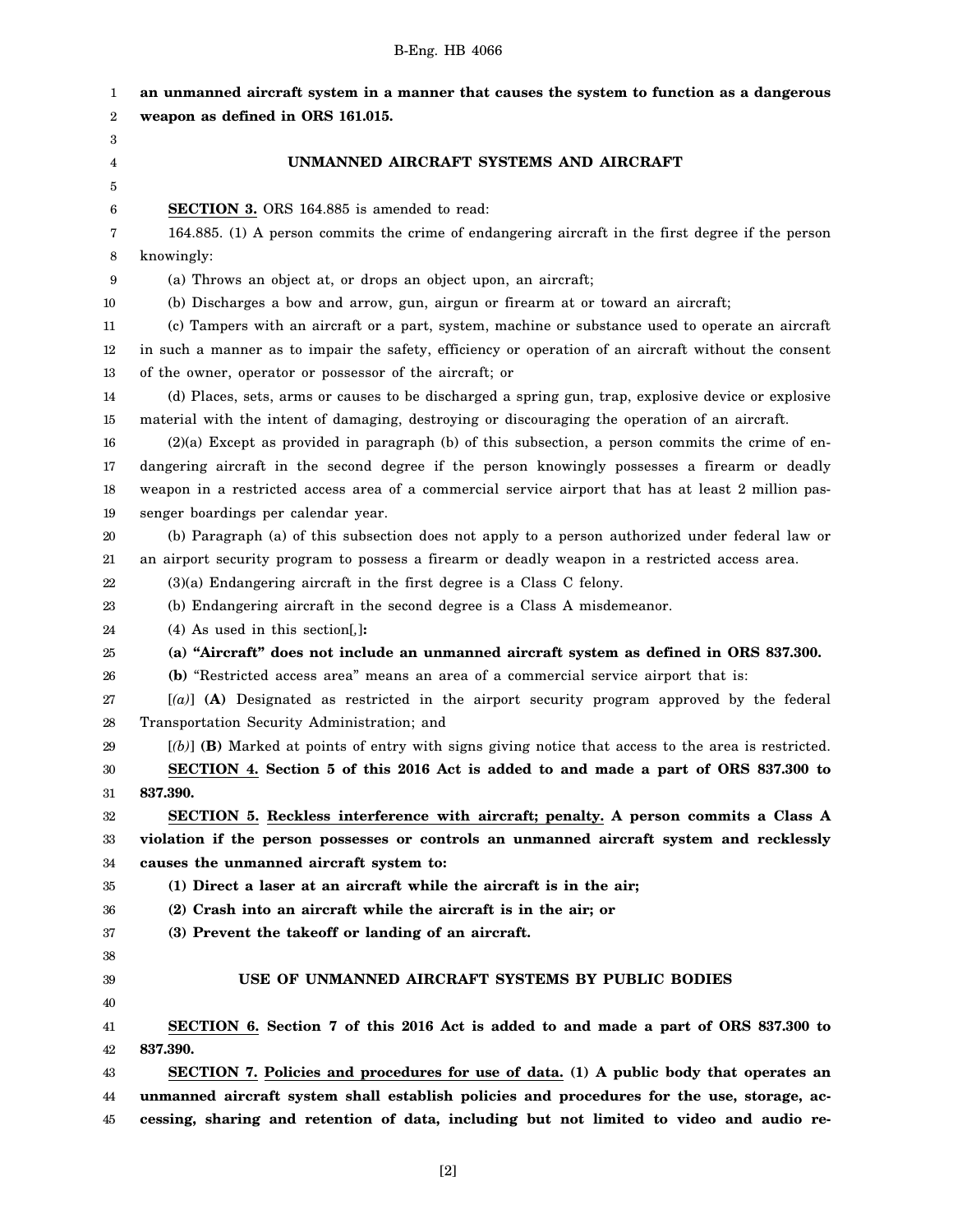**an unmanned aircraft system in a manner that causes the system to function as a dangerous weapon as defined in ORS 161.015.**

## UNMANNED AIRCRAFT SYSTEMS AND AIRCRAFT

**SECTION 3.** ORS 164.885 is amended to read:

164.885. (1) A person commits the crime of endangering aircraft in the first degree if the person knowingly:

(a) Throws an object at, or drops an object upon, an aircraft;

(b) Discharges a bow and arrow, gun, airgun or firearm at or toward an aircraft;

(c) Tampers with an aircraft or a part, system, machine or substance used to operate an aircraft in such a manner as to impair the safety, efficiency or operation of an aircraft without the consent of the owner, operator or possessor of the aircraft; or

(d) Places, sets, arms or causes to be discharged a spring gun, trap, explosive device or explosive material with the intent of damaging, destroying or discouraging the operation of an aircraft.

(2)(a) Except as provided in paragraph (b) of this subsection, a person commits the crime of endangering aircraft in the second degree if the person knowingly possesses a firearm or deadly weapon in a restricted access area of a commercial service airport that has at least 2 million passenger boardings per calendar year.

(b) Paragraph (a) of this subsection does not apply to a person authorized under federal law or an airport security program to possess a firearm or deadly weapon in a restricted access area.

(3)(a) Endangering aircraft in the first degree is a Class C felony.

(b) Endangering aircraft in the second degree is a Class A misdemeanor.

(4) As used in this section[,]**:**

**(a) "Aircraft" does not include an unmanned aircraft system as defined in ORS 837.300.**

**(b)** "Restricted access area" means an area of a commercial service airport that is:

[*(a)*] **(A)** Designated as restricted in the airport security program approved by the federal Transportation Security Administration; and

[*(b)*] **(B)** Marked at points of entry with signs giving notice that access to the area is restricted.

**SECTION 4. Section 5 of this 2016 Act is added to and made a part of ORS 837.300 to 837.390.**

**SECTION 5. Reckless interference with aircraft; penalty. A person commits a Class A violation if the person possesses or controls an unmanned aircraft system and recklessly causes the unmanned aircraft system to:**

**(1) Direct a laser at an aircraft while the aircraft is in the air;**

**(2) Crash into an aircraft while the aircraft is in the air; or**

**(3) Prevent the takeoff or landing of an aircraft.**

## USE OF UNMANNED AIRCRAFT SYSTEMS BY PUBLIC BODIES

**SECTION 6. Section 7 of this 2016 Act is added to and made a part of ORS 837.300 to 837.390.**

**SECTION 7. Policies and procedures for use of data. (1) A public body that operates an unmanned aircraft system shall establish policies and procedures for the use, storage, accessing, sharing and retention of data, including but not limited to video and audio re-**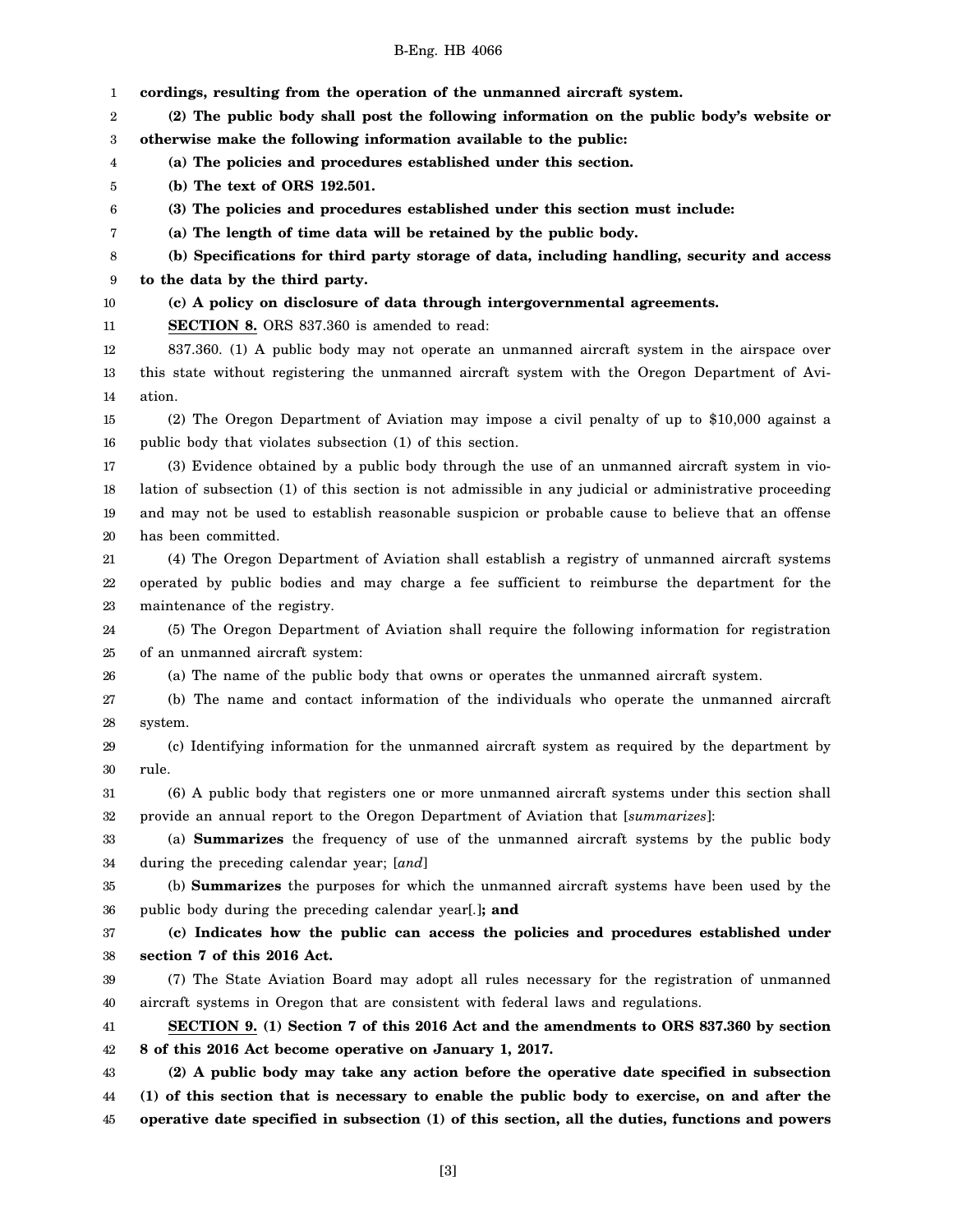**cordings, resulting from the operation of the unmanned aircraft system.**

**(2) The public body shall post the following information on the public body's website or otherwise make the following information available to the public:**

**(a) The policies and procedures established under this section.**

**(b) The text of ORS 192.501.**

**(3) The policies and procedures established under this section must include:**

**(a) The length of time data will be retained by the public body.**

**(b) Specifications for third party storage of data, including handling, security and access to the data by the third party.**

**(c) A policy on disclosure of data through intergovernmental agreements.**

**SECTION 8.** ORS 837.360 is amended to read:

837.360. (1) A public body may not operate an unmanned aircraft system in the airspace over this state without registering the unmanned aircraft system with the Oregon Department of Aviation.

(2) The Oregon Department of Aviation may impose a civil penalty of up to $10,000 against a public body that violates subsection (1) of this section.

(3) Evidence obtained by a public body through the use of an unmanned aircraft system in violation of subsection (1) of this section is not admissible in any judicial or administrative proceeding and may not be used to establish reasonable suspicion or probable cause to believe that an offense has been committed.

(4) The Oregon Department of Aviation shall establish a registry of unmanned aircraft systems operated by public bodies and may charge a fee sufficient to reimburse the department for the maintenance of the registry.

(5) The Oregon Department of Aviation shall require the following information for registration of an unmanned aircraft system:

(a) The name of the public body that owns or operates the unmanned aircraft system.

(b) The name and contact information of the individuals who operate the unmanned aircraft system.

(c) Identifying information for the unmanned aircraft system as required by the department by rule.

(6) A public body that registers one or more unmanned aircraft systems under this section shall provide an annual report to the Oregon Department of Aviation that [*summarizes*]:

(a) **Summarizes** the frequency of use of the unmanned aircraft systems by the public body during the preceding calendar year; [*and*]

(b) **Summarizes** the purposes for which the unmanned aircraft systems have been used by the public body during the preceding calendar year[*.*]**; and**

**(c) Indicates how the public can access the policies and procedures established under section 7 of this 2016 Act.**

(7) The State Aviation Board may adopt all rules necessary for the registration of unmanned aircraft systems in Oregon that are consistent with federal laws and regulations.

**SECTION 9. (1) Section 7 of this 2016 Act and the amendments to ORS 837.360 by section 8 of this 2016 Act become operative on January 1, 2017.**

**(2) A public body may take any action before the operative date specified in subsection (1) of this section that is necessary to enable the public body to exercise, on and after the operative date specified in subsection (1) of this section, all the duties, functions and powers**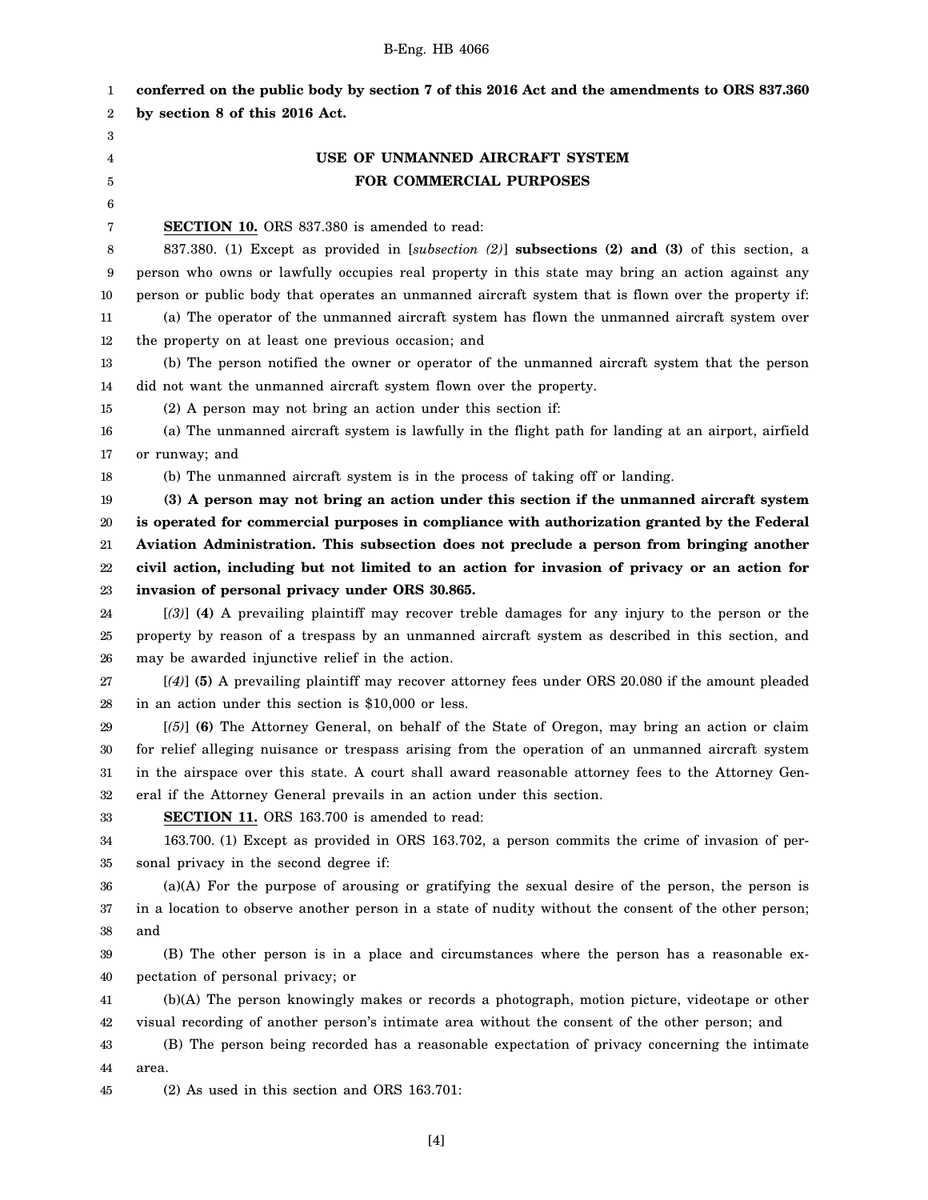**conferred on the public body by section 7 of this 2016 Act and the amendments to ORS 837.360 by section 8 of this 2016 Act.**

## USE OF UNMANNED AIRCRAFT SYSTEM FOR COMMERCIAL PURPOSES

**SECTION 10.** ORS 837.380 is amended to read:

837.380. (1) Except as provided in [*subsection (2)*] **subsections (2) and (3)** of this section, a person who owns or lawfully occupies real property in this state may bring an action against any person or public body that operates an unmanned aircraft system that is flown over the property if:

(a) The operator of the unmanned aircraft system has flown the unmanned aircraft system over the property on at least one previous occasion; and

(b) The person notified the owner or operator of the unmanned aircraft system that the person did not want the unmanned aircraft system flown over the property.

(2) A person may not bring an action under this section if:

(a) The unmanned aircraft system is lawfully in the flight path for landing at an airport, airfield or runway; and

(b) The unmanned aircraft system is in the process of taking off or landing.

**(3) A person may not bring an action under this section if the unmanned aircraft system is operated for commercial purposes in compliance with authorization granted by the Federal Aviation Administration. This subsection does not preclude a person from bringing another civil action, including but not limited to an action for invasion of privacy or an action for invasion of personal privacy under ORS 30.865.**

[*(3)*] **(4)** A prevailing plaintiff may recover treble damages for any injury to the person or the property by reason of a trespass by an unmanned aircraft system as described in this section, and may be awarded injunctive relief in the action.

[*(4)*] **(5)** A prevailing plaintiff may recover attorney fees under ORS 20.080 if the amount pleaded in an action under this section is $10,000 or less.

[*(5)*] **(6)** The Attorney General, on behalf of the State of Oregon, may bring an action or claim for relief alleging nuisance or trespass arising from the operation of an unmanned aircraft system in the airspace over this state. A court shall award reasonable attorney fees to the Attorney General if the Attorney General prevails in an action under this section.

**SECTION 11.** ORS 163.700 is amended to read:

163.700. (1) Except as provided in ORS 163.702, a person commits the crime of invasion of personal privacy in the second degree if:

(a)(A) For the purpose of arousing or gratifying the sexual desire of the person, the person is in a location to observe another person in a state of nudity without the consent of the other person; and

(B) The other person is in a place and circumstances where the person has a reasonable expectation of personal privacy; or

(b)(A) The person knowingly makes or records a photograph, motion picture, videotape or other visual recording of another person's intimate area without the consent of the other person; and

(B) The person being recorded has a reasonable expectation of privacy concerning the intimate area.

(2) As used in this section and ORS 163.701: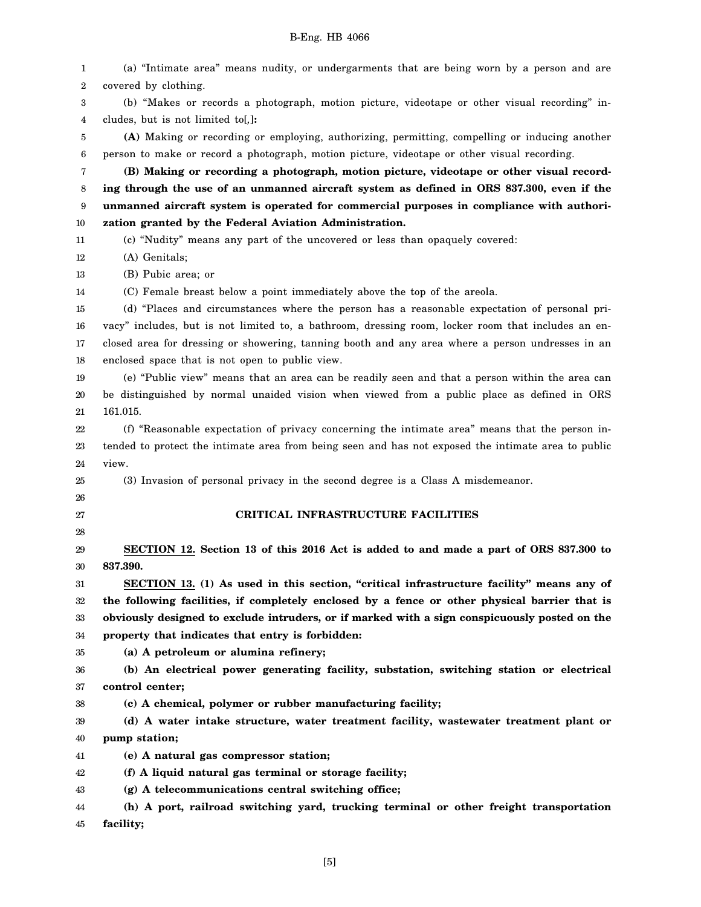(a) "Intimate area" means nudity, or undergarments that are being worn by a person and are covered by clothing.

(b) "Makes or records a photograph, motion picture, videotape or other visual recording" includes, but is not limited to[,]**:**

**(A)** Making or recording or employing, authorizing, permitting, compelling or inducing another person to make or record a photograph, motion picture, videotape or other visual recording.

**(B) Making or recording a photograph, motion picture, videotape or other visual recording through the use of an unmanned aircraft system as defined in ORS 837.300, even if the unmanned aircraft system is operated for commercial purposes in compliance with authorization granted by the Federal Aviation Administration.**

(c) "Nudity" means any part of the uncovered or less than opaquely covered:

(A) Genitals;

(B) Pubic area; or

(C) Female breast below a point immediately above the top of the areola.

(d) "Places and circumstances where the person has a reasonable expectation of personal privacy" includes, but is not limited to, a bathroom, dressing room, locker room that includes an enclosed area for dressing or showering, tanning booth and any area where a person undresses in an enclosed space that is not open to public view.

(e) "Public view" means that an area can be readily seen and that a person within the area can be distinguished by normal unaided vision when viewed from a public place as defined in ORS 161.015.

(f) "Reasonable expectation of privacy concerning the intimate area" means that the person intended to protect the intimate area from being seen and has not exposed the intimate area to public view.

(3) Invasion of personal privacy in the second degree is a Class A misdemeanor.

## CRITICAL INFRASTRUCTURE FACILITIES

**SECTION 12. Section 13 of this 2016 Act is added to and made a part of ORS 837.300 to 837.390.**

**SECTION 13. (1) As used in this section, "critical infrastructure facility" means any of the following facilities, if completely enclosed by a fence or other physical barrier that is obviously designed to exclude intruders, or if marked with a sign conspicuously posted on the property that indicates that entry is forbidden:**

**(a) A petroleum or alumina refinery;**

**(b) An electrical power generating facility, substation, switching station or electrical control center;**

**(c) A chemical, polymer or rubber manufacturing facility;**

**(d) A water intake structure, water treatment facility, wastewater treatment plant or pump station;**

**(e) A natural gas compressor station;**

**(f) A liquid natural gas terminal or storage facility;**

**(g) A telecommunications central switching office;**

**(h) A port, railroad switching yard, trucking terminal or other freight transportation facility;**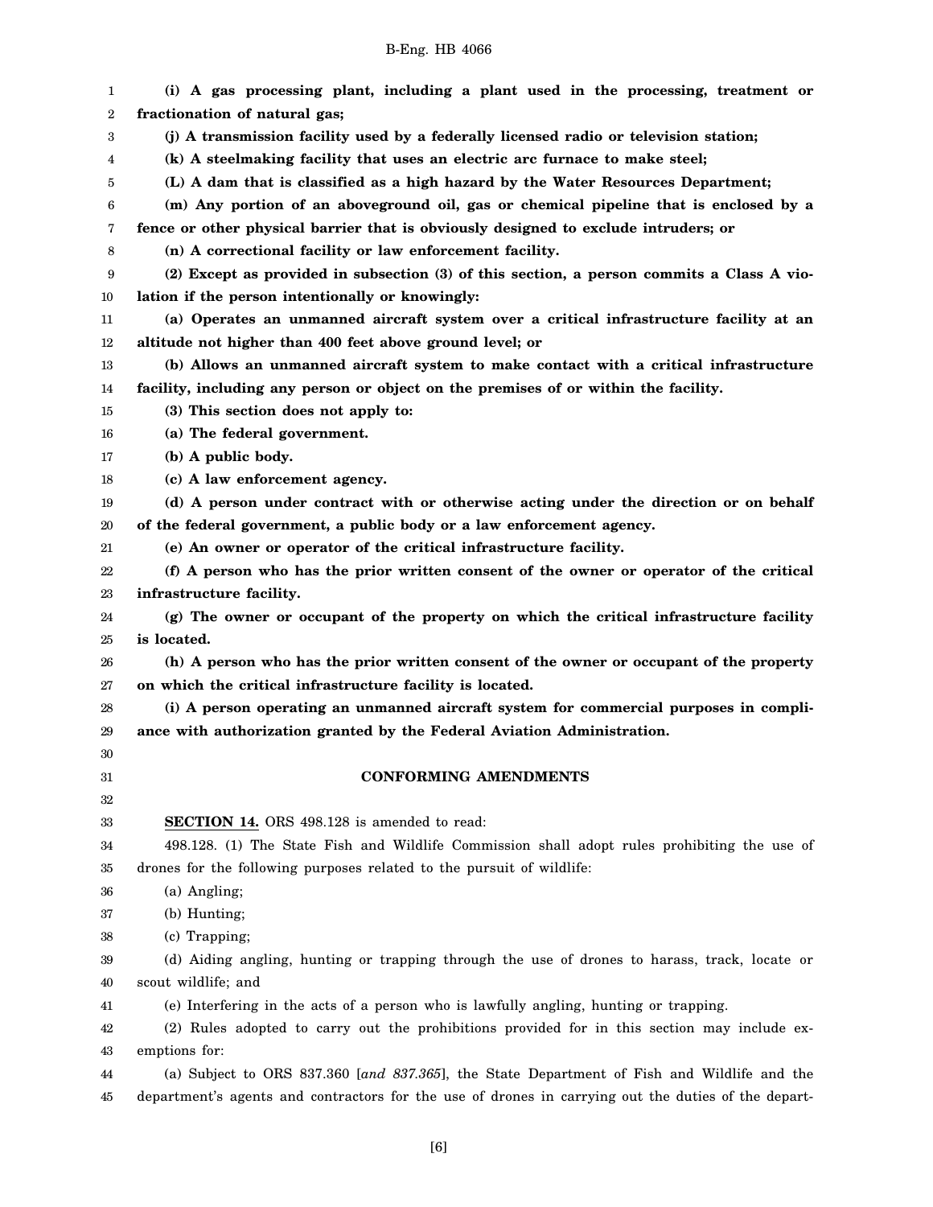**(i) A gas processing plant, including a plant used in the processing, treatment or fractionation of natural gas;**

**(j) A transmission facility used by a federally licensed radio or television station;**

**(k) A steelmaking facility that uses an electric arc furnace to make steel;**

**(L) A dam that is classified as a high hazard by the Water Resources Department;**

**(m) Any portion of an aboveground oil, gas or chemical pipeline that is enclosed by a fence or other physical barrier that is obviously designed to exclude intruders; or**

**(n) A correctional facility or law enforcement facility.**

**(2) Except as provided in subsection (3) of this section, a person commits a Class A violation if the person intentionally or knowingly:**

**(a) Operates an unmanned aircraft system over a critical infrastructure facility at an altitude not higher than 400 feet above ground level; or**

**(b) Allows an unmanned aircraft system to make contact with a critical infrastructure facility, including any person or object on the premises of or within the facility.**

**(3) This section does not apply to:**

**(a) The federal government.**

**(b) A public body.**

**(c) A law enforcement agency.**

**(d) A person under contract with or otherwise acting under the direction or on behalf of the federal government, a public body or a law enforcement agency.**

**(e) An owner or operator of the critical infrastructure facility.**

**(f) A person who has the prior written consent of the owner or operator of the critical infrastructure facility.**

**(g) The owner or occupant of the property on which the critical infrastructure facility is located.**

**(h) A person who has the prior written consent of the owner or occupant of the property on which the critical infrastructure facility is located.**

**(i) A person operating an unmanned aircraft system for commercial purposes in compliance with authorization granted by the Federal Aviation Administration.**

## CONFORMING AMENDMENTS

**SECTION 14.** ORS 498.128 is amended to read:

498.128. (1) The State Fish and Wildlife Commission shall adopt rules prohibiting the use of drones for the following purposes related to the pursuit of wildlife:

(a) Angling;

(b) Hunting;

(c) Trapping;

(d) Aiding angling, hunting or trapping through the use of drones to harass, track, locate or scout wildlife; and

(e) Interfering in the acts of a person who is lawfully angling, hunting or trapping.

(2) Rules adopted to carry out the prohibitions provided for in this section may include exemptions for:

(a) Subject to ORS 837.360 [*and 837.365*], the State Department of Fish and Wildlife and the department's agents and contractors for the use of drones in carrying out the duties of the depart-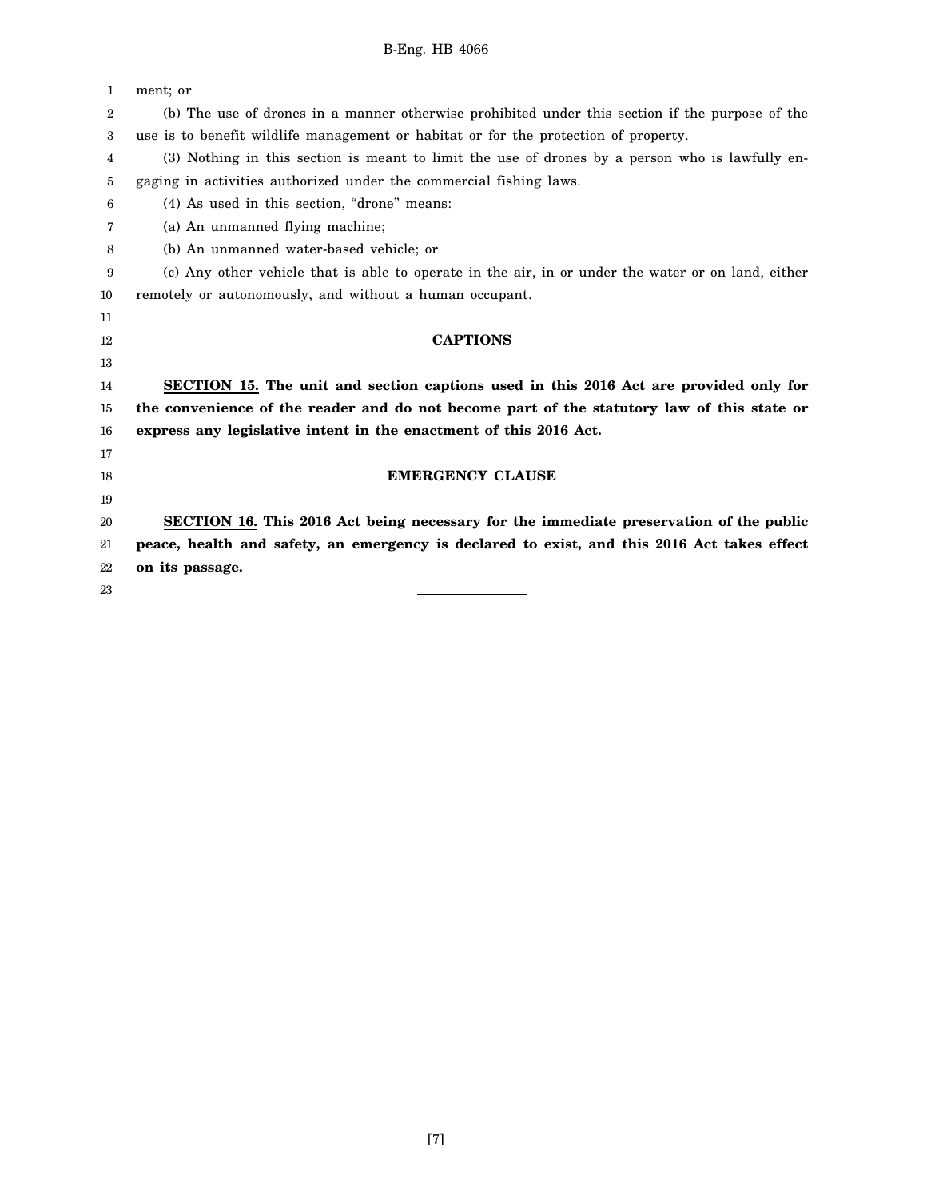ment; or

(b) The use of drones in a manner otherwise prohibited under this section if the purpose of the use is to benefit wildlife management or habitat or for the protection of property.

(3) Nothing in this section is meant to limit the use of drones by a person who is lawfully engaging in activities authorized under the commercial fishing laws.

(4) As used in this section, "drone" means:

(a) An unmanned flying machine;

(b) An unmanned water-based vehicle; or

(c) Any other vehicle that is able to operate in the air, in or under the water or on land, either remotely or autonomously, and without a human occupant.

## CAPTIONS

**SECTION 15. The unit and section captions used in this 2016 Act are provided only for the convenience of the reader and do not become part of the statutory law of this state or express any legislative intent in the enactment of this 2016 Act.**

## EMERGENCY CLAUSE

**SECTION 16. This 2016 Act being necessary for the immediate preservation of the public peace, health and safety, an emergency is declared to exist, and this 2016 Act takes effect on its passage.**